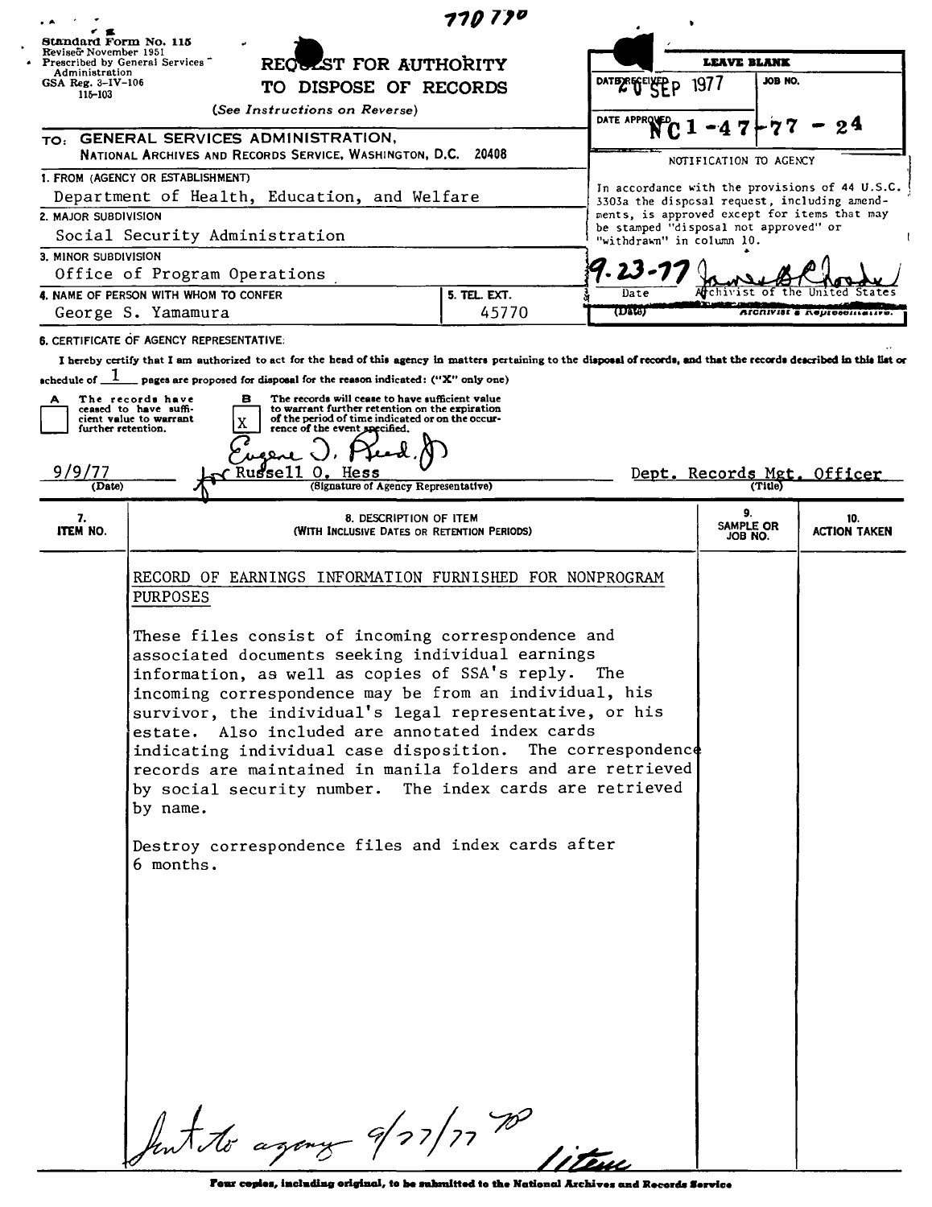770 770

Standard Form No. 115
Revised November 1951
Prescribed by General Services Administration
GSA Reg. 3-IV-106
115-103

# REQUEST FOR AUTHORITY TO DISPOSE OF RECORDS

*(See Instructions on Reverse)*

| LEAVE BLANK | |
|---|---|
| DATE RECEIVED 20 SEP 1977 | JOB NO. |
| DATE APPROVED | NC1-47-77-24 |

NOTIFICATION TO AGENCY

In accordance with the provisions of 44 U.S.C. 3303a the disposal request, including amendments, is approved except for items that may be stamped "disposal not approved" or "withdrawn" in column 10.

9-23-77 — Date — Archivist of the United States

TO: GENERAL SERVICES ADMINISTRATION,
NATIONAL ARCHIVES AND RECORDS SERVICE, WASHINGTON, D.C. 20408

1. FROM (AGENCY OR ESTABLISHMENT)
Department of Health, Education, and Welfare

2. MAJOR SUBDIVISION
Social Security Administration

3. MINOR SUBDIVISION
Office of Program Operations

4. NAME OF PERSON WITH WHOM TO CONFER
George S. Yamamura

5. TEL. EXT.
45770

6. CERTIFICATE OF AGENCY REPRESENTATIVE:

I hereby certify that I am authorized to act for the head of this agency in matters pertaining to the disposal of records, and that the records described in this list or schedule of 1 pages are proposed for disposal for the reason indicated: ("X" only one)

A [ ] The records have ceased to have sufficient value to warrant further retention.

B [X] The records will cease to have sufficient value to warrant further retention on the expiration of the period of time indicated or on the occurrence of the event specified.

9/9/77 — Eugene J. Reed, Jr. for Russell O. Hess (Signature of Agency Representative) — Dept. Records Mgt. Officer (Title)

| 7. ITEM NO. | 8. DESCRIPTION OF ITEM (WITH INCLUSIVE DATES OR RETENTION PERIODS) | 9. SAMPLE OR JOB NO. | 10. ACTION TAKEN |
|---|---|---|---|
| | RECORD OF EARNINGS INFORMATION FURNISHED FOR NONPROGRAM PURPOSES<br><br>These files consist of incoming correspondence and associated documents seeking individual earnings information, as well as copies of SSA's reply. The incoming correspondence may be from an individual, his survivor, the individual's legal representative, or his estate. Also included are annotated index cards indicating individual case disposition. The correspondence records are maintained in manila folders and are retrieved by social security number. The index cards are retrieved by name.<br><br>Destroy correspondence files and index cards after 6 months. | | |

Sent to agency 9/27/77 TP

1 item

Four copies, including original, to be submitted to the National Archives and Records Service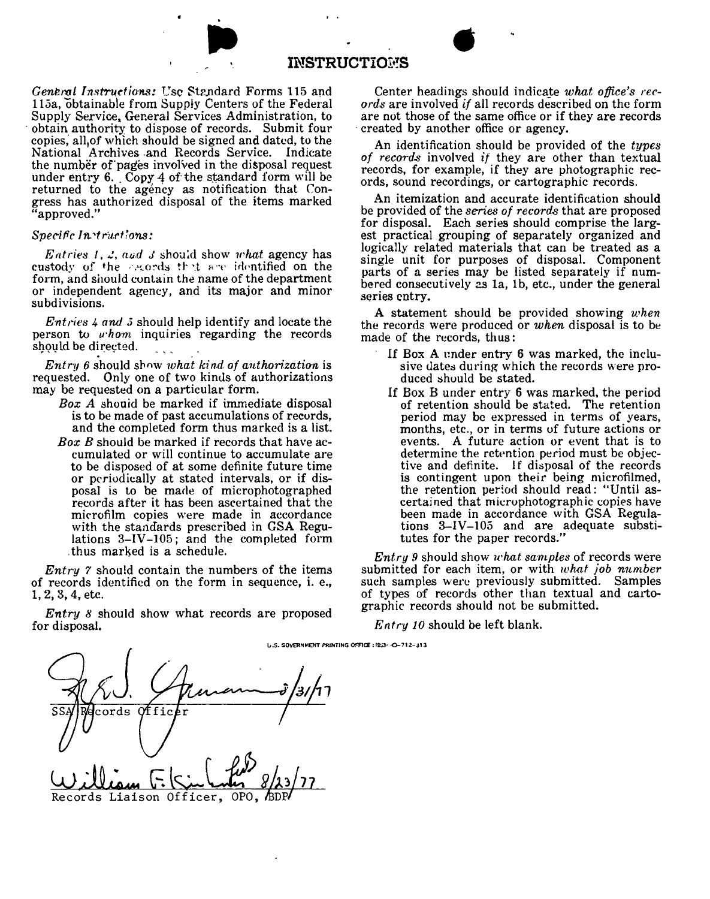# INSTRUCTIONS

*General Instructions:* Use Standard Forms 115 and 115a, obtainable from Supply Centers of the Federal Supply Service, General Services Administration, to obtain authority to dispose of records. Submit four copies, all of which should be signed and dated, to the National Archives and Records Service. Indicate the number of pages involved in the disposal request under entry 6. Copy 4 of the standard form will be returned to the agency as notification that Congress has authorized disposal of the items marked "approved."

*Specific Instructions:*

*Entries 1, 2, and 3* should show *what* agency has custody of the records that are identified on the form, and should contain the name of the department or independent agency, and its major and minor subdivisions.

*Entries 4 and 5* should help identify and locate the person to *whom* inquiries regarding the records should be directed.

*Entry 6* should show *what kind of authorization* is requested. Only one of two kinds of authorizations may be requested on a particular form.

- *Box A* should be marked if immediate disposal is to be made of past accumulations of records, and the completed form thus marked is a list.
- *Box B* should be marked if records that have accumulated or will continue to accumulate are to be disposed of at some definite future time or periodically at stated intervals, or if disposal is to be made of microphotographed records after it has been ascertained that the microfilm copies were made in accordance with the standards prescribed in GSA Regulations 3–IV–105; and the completed form thus marked is a schedule.

*Entry 7* should contain the numbers of the items of records identified on the form in sequence, i. e., 1, 2, 3, 4, etc.

*Entry 8* should show what records are proposed for disposal.

Center headings should indicate *what office's records* are involved *if* all records described on the form are not those of the same office or if they are records created by another office or agency.

An identification should be provided of the *types of records* involved *if* they are other than textual records, for example, if they are photographic records, sound recordings, or cartographic records.

An itemization and accurate identification should be provided of the *series of records* that are proposed for disposal. Each series should comprise the largest practical grouping of separately organized and logically related materials that can be treated as a single unit for purposes of disposal. Component parts of a series may be listed separately if numbered consecutively as 1a, 1b, etc., under the general series entry.

A statement should be provided showing *when* the records were produced or *when* disposal is to be made of the records, thus:

- If Box A under entry 6 was marked, the inclusive dates during which the records were produced should be stated.
- If Box B under entry 6 was marked, the period of retention should be stated. The retention period may be expressed in terms of years, months, etc., or in terms of future actions or events. A future action or event that is to determine the retention period must be objective and definite. If disposal of the records is contingent upon their being microfilmed, the retention period should read: "Until ascertained that microphotographic copies have been made in accordance with GSA Regulations 3–IV–105 and are adequate substitutes for the paper records."

*Entry 9* should show *what samples* of records were submitted for each item, or with *what job number* such samples were previously submitted. Samples of types of records other than textual and cartographic records should not be submitted.

*Entry 10* should be left blank.

U.S. GOVERNMENT PRINTING OFFICE : 1953-O-712-313

8/31/77
SSA Records Officer

William F. Kinlaw 8/23/77
Records Liaison Officer, OPO, BDP